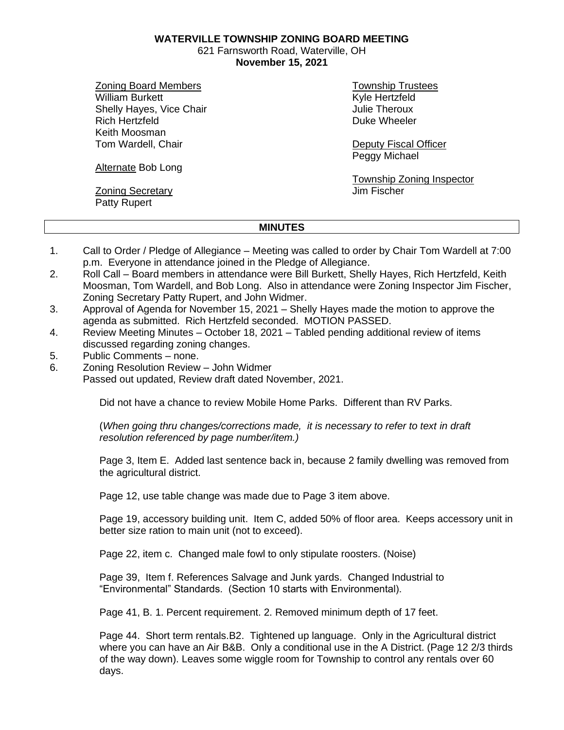**WATERVILLE TOWNSHIP ZONING BOARD MEETING**
621 Farnsworth Road, Waterville, OH
**November 15, 2021**

Zoning Board Members
William Burkett
Shelly Hayes, Vice Chair
Rich Hertzfeld
Keith Moosman
Tom Wardell, Chair

Alternate Bob Long

Zoning Secretary
Patty Rupert

Township Trustees
Kyle Hertzfeld
Julie Theroux
Duke Wheeler

Deputy Fiscal Officer
Peggy Michael

Township Zoning Inspector
Jim Fischer

**MINUTES**

1. Call to Order / Pledge of Allegiance – Meeting was called to order by Chair Tom Wardell at 7:00 p.m. Everyone in attendance joined in the Pledge of Allegiance.
2. Roll Call – Board members in attendance were Bill Burkett, Shelly Hayes, Rich Hertzfeld, Keith Moosman, Tom Wardell, and Bob Long. Also in attendance were Zoning Inspector Jim Fischer, Zoning Secretary Patty Rupert, and John Widmer.
3. Approval of Agenda for November 15, 2021 – Shelly Hayes made the motion to approve the agenda as submitted. Rich Hertzfeld seconded. MOTION PASSED.
4. Review Meeting Minutes – October 18, 2021 – Tabled pending additional review of items discussed regarding zoning changes.
5. Public Comments – none.
6. Zoning Resolution Review – John Widmer
   Passed out updated, Review draft dated November, 2021.

   Did not have a chance to review Mobile Home Parks. Different than RV Parks.

   (*When going thru changes/corrections made, it is necessary to refer to text in draft resolution referenced by page number/item.)*

   Page 3, Item E. Added last sentence back in, because 2 family dwelling was removed from the agricultural district.

   Page 12, use table change was made due to Page 3 item above.

   Page 19, accessory building unit. Item C, added 50% of floor area. Keeps accessory unit in better size ration to main unit (not to exceed).

   Page 22, item c. Changed male fowl to only stipulate roosters. (Noise)

   Page 39, Item f. References Salvage and Junk yards. Changed Industrial to "Environmental" Standards. (Section 10 starts with Environmental).

   Page 41, B. 1. Percent requirement. 2. Removed minimum depth of 17 feet.

   Page 44. Short term rentals.B2. Tightened up language. Only in the Agricultural district where you can have an Air B&B. Only a conditional use in the A District. (Page 12 2/3 thirds of the way down). Leaves some wiggle room for Township to control any rentals over 60 days.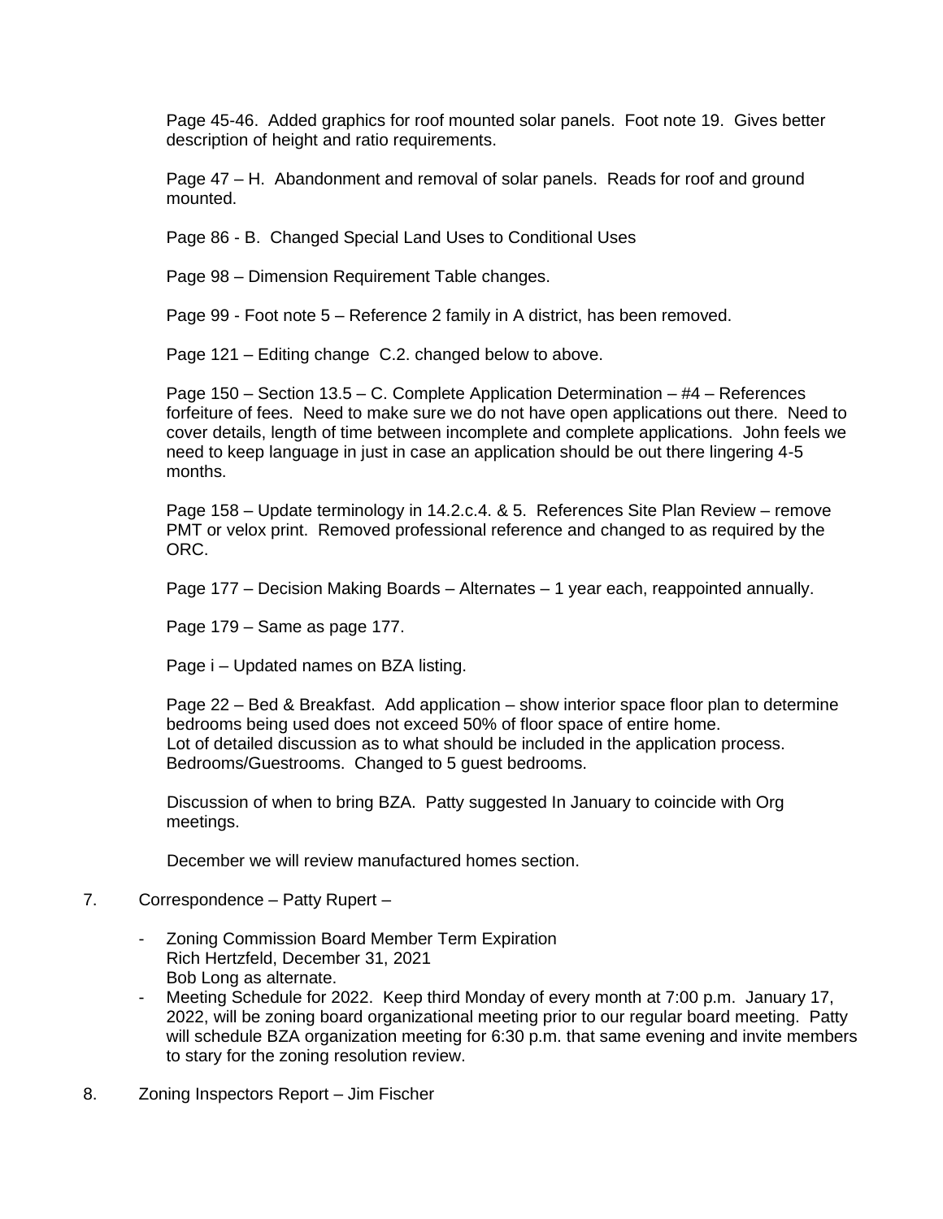Page 45-46. Added graphics for roof mounted solar panels. Foot note 19. Gives better description of height and ratio requirements.

Page 47 – H. Abandonment and removal of solar panels. Reads for roof and ground mounted.

Page 86 - B. Changed Special Land Uses to Conditional Uses

Page 98 – Dimension Requirement Table changes.

Page 99 - Foot note 5 – Reference 2 family in A district, has been removed.

Page 121 – Editing change C.2. changed below to above.

Page 150 – Section 13.5 – C. Complete Application Determination – #4 – References forfeiture of fees. Need to make sure we do not have open applications out there. Need to cover details, length of time between incomplete and complete applications. John feels we need to keep language in just in case an application should be out there lingering 4-5 months.

Page 158 – Update terminology in 14.2.c.4. & 5. References Site Plan Review – remove PMT or velox print. Removed professional reference and changed to as required by the ORC.

Page 177 – Decision Making Boards – Alternates – 1 year each, reappointed annually.

Page 179 – Same as page 177.

Page i – Updated names on BZA listing.

Page 22 – Bed & Breakfast. Add application – show interior space floor plan to determine bedrooms being used does not exceed 50% of floor space of entire home. Lot of detailed discussion as to what should be included in the application process. Bedrooms/Guestrooms. Changed to 5 guest bedrooms.

Discussion of when to bring BZA. Patty suggested In January to coincide with Org meetings.

December we will review manufactured homes section.

7. Correspondence – Patty Rupert –

   - Zoning Commission Board Member Term Expiration
     Rich Hertzfeld, December 31, 2021
     Bob Long as alternate.
   - Meeting Schedule for 2022. Keep third Monday of every month at 7:00 p.m. January 17, 2022, will be zoning board organizational meeting prior to our regular board meeting. Patty will schedule BZA organization meeting for 6:30 p.m. that same evening and invite members to stary for the zoning resolution review.

8. Zoning Inspectors Report – Jim Fischer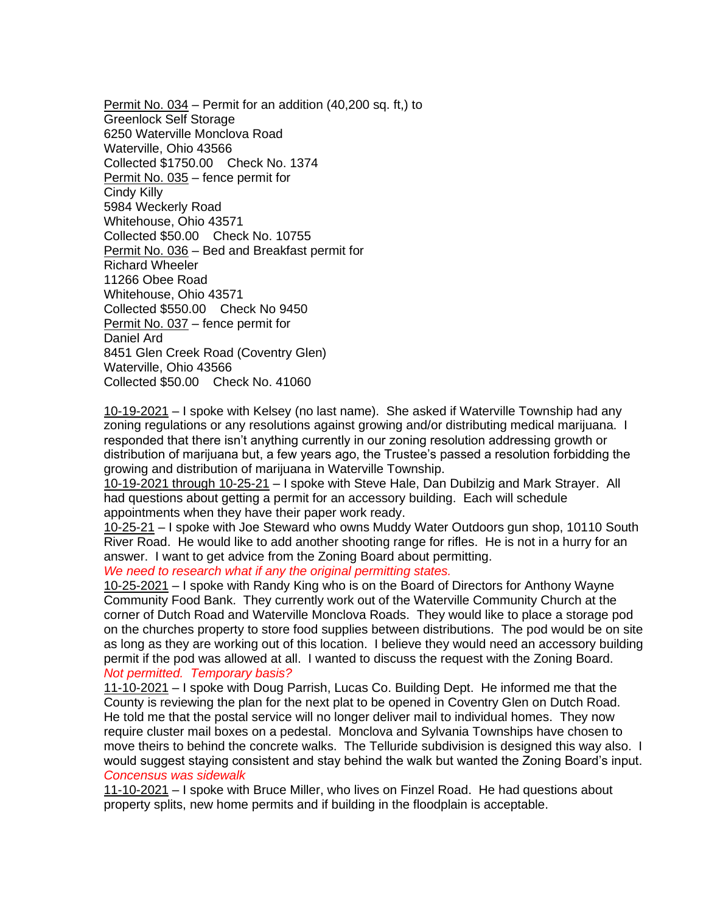Permit No. 034 – Permit for an addition (40,200 sq. ft,) to
Greenlock Self Storage
6250 Waterville Monclova Road
Waterville, Ohio 43566
Collected $1750.00  Check No. 1374
Permit No. 035 – fence permit for
Cindy Killy
5984 Weckerly Road
Whitehouse, Ohio 43571
Collected $50.00  Check No. 10755
Permit No. 036 – Bed and Breakfast permit for
Richard Wheeler
11266 Obee Road
Whitehouse, Ohio 43571
Collected $550.00  Check No 9450
Permit No. 037 – fence permit for
Daniel Ard
8451 Glen Creek Road (Coventry Glen)
Waterville, Ohio 43566
Collected $50.00  Check No. 41060

10-19-2021 – I spoke with Kelsey (no last name). She asked if Waterville Township had any zoning regulations or any resolutions against growing and/or distributing medical marijuana. I responded that there isn't anything currently in our zoning resolution addressing growth or distribution of marijuana but, a few years ago, the Trustee's passed a resolution forbidding the growing and distribution of marijuana in Waterville Township.
10-19-2021 through 10-25-21 – I spoke with Steve Hale, Dan Dubilzig and Mark Strayer. All had questions about getting a permit for an accessory building. Each will schedule appointments when they have their paper work ready.
10-25-21 – I spoke with Joe Steward who owns Muddy Water Outdoors gun shop, 10110 South River Road. He would like to add another shooting range for rifles. He is not in a hurry for an answer. I want to get advice from the Zoning Board about permitting.
*We need to research what if any the original permitting states.*
10-25-2021 – I spoke with Randy King who is on the Board of Directors for Anthony Wayne Community Food Bank. They currently work out of the Waterville Community Church at the corner of Dutch Road and Waterville Monclova Roads. They would like to place a storage pod on the churches property to store food supplies between distributions. The pod would be on site as long as they are working out of this location. I believe they would need an accessory building permit if the pod was allowed at all. I wanted to discuss the request with the Zoning Board.
*Not permitted. Temporary basis?*
11-10-2021 – I spoke with Doug Parrish, Lucas Co. Building Dept. He informed me that the County is reviewing the plan for the next plat to be opened in Coventry Glen on Dutch Road. He told me that the postal service will no longer deliver mail to individual homes. They now require cluster mail boxes on a pedestal. Monclova and Sylvania Townships have chosen to move theirs to behind the concrete walks. The Telluride subdivision is designed this way also. I would suggest staying consistent and stay behind the walk but wanted the Zoning Board's input.
*Concensus was sidewalk*
11-10-2021 – I spoke with Bruce Miller, who lives on Finzel Road. He had questions about property splits, new home permits and if building in the floodplain is acceptable.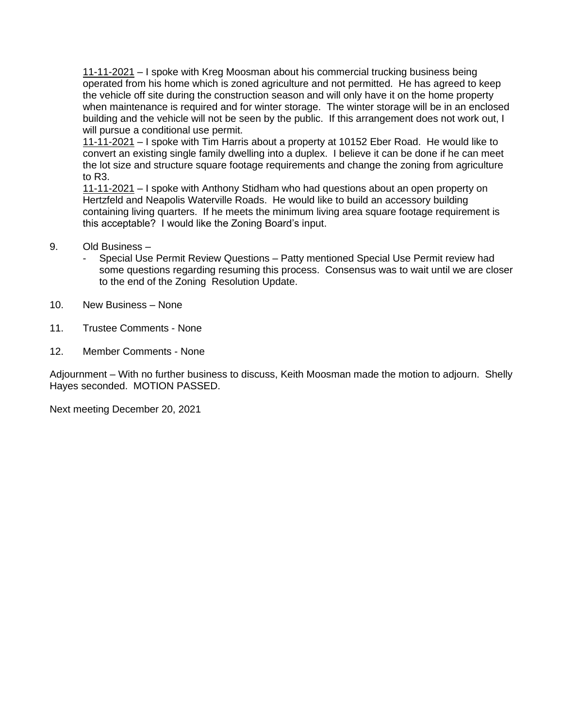<u>11-11-2021</u> – I spoke with Kreg Moosman about his commercial trucking business being operated from his home which is zoned agriculture and not permitted. He has agreed to keep the vehicle off site during the construction season and will only have it on the home property when maintenance is required and for winter storage. The winter storage will be in an enclosed building and the vehicle will not be seen by the public. If this arrangement does not work out, I will pursue a conditional use permit.

<u>11-11-2021</u> – I spoke with Tim Harris about a property at 10152 Eber Road. He would like to convert an existing single family dwelling into a duplex. I believe it can be done if he can meet the lot size and structure square footage requirements and change the zoning from agriculture to R3.

<u>11-11-2021</u> – I spoke with Anthony Stidham who had questions about an open property on Hertzfeld and Neapolis Waterville Roads. He would like to build an accessory building containing living quarters. If he meets the minimum living area square footage requirement is this acceptable? I would like the Zoning Board's input.

9. Old Business –
   - Special Use Permit Review Questions – Patty mentioned Special Use Permit review had some questions regarding resuming this process. Consensus was to wait until we are closer to the end of the Zoning Resolution Update.

10. New Business – None

11. Trustee Comments - None

12. Member Comments - None

Adjournment – With no further business to discuss, Keith Moosman made the motion to adjourn. Shelly Hayes seconded. MOTION PASSED.

Next meeting December 20, 2021